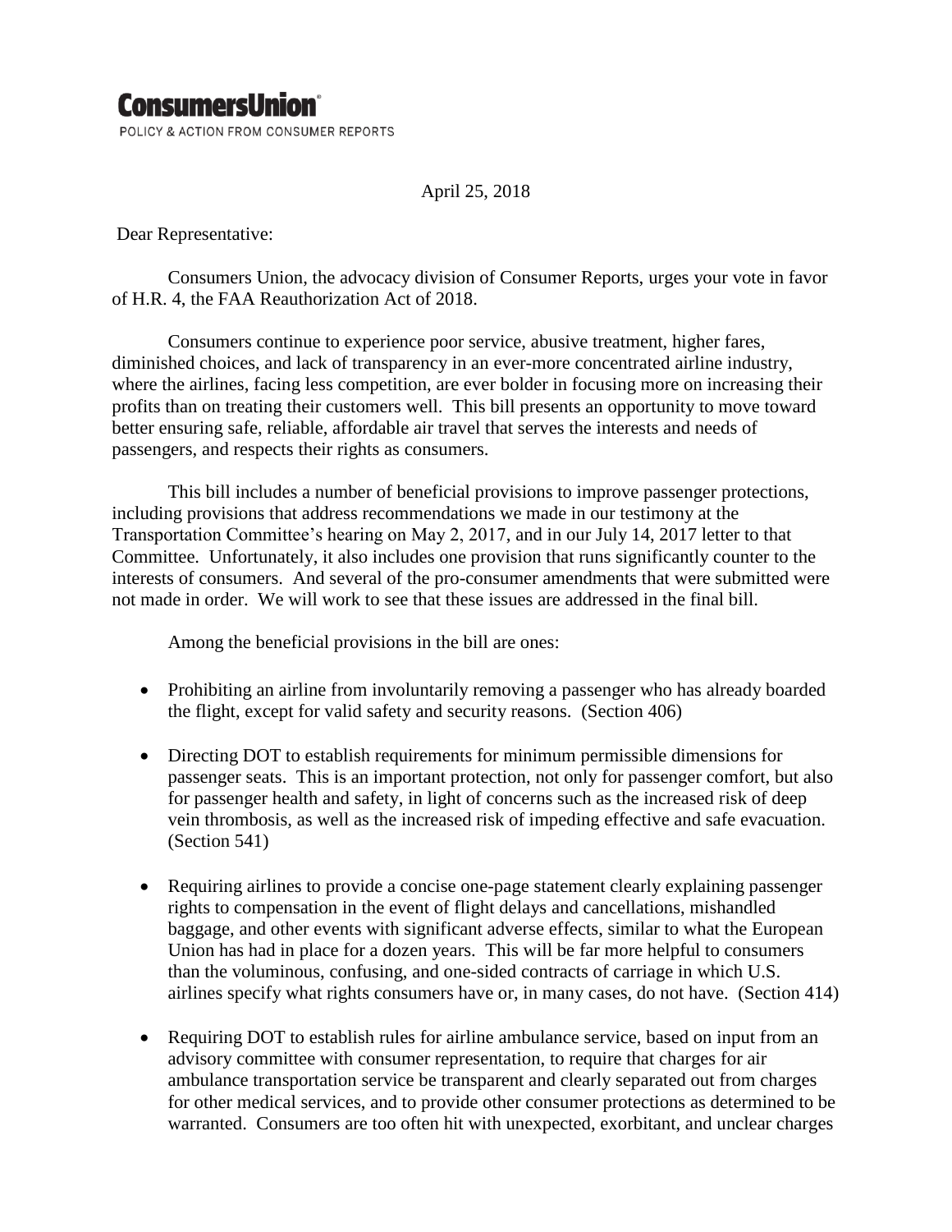# ConsumersUnion

POLICY & ACTION FROM CONSUMER REPORTS

April 25, 2018

Dear Representative:

Consumers Union, the advocacy division of Consumer Reports, urges your vote in favor of H.R. 4, the FAA Reauthorization Act of 2018.

Consumers continue to experience poor service, abusive treatment, higher fares, diminished choices, and lack of transparency in an ever-more concentrated airline industry, where the airlines, facing less competition, are ever bolder in focusing more on increasing their profits than on treating their customers well. This bill presents an opportunity to move toward better ensuring safe, reliable, affordable air travel that serves the interests and needs of passengers, and respects their rights as consumers.

This bill includes a number of beneficial provisions to improve passenger protections, including provisions that address recommendations we made in our testimony at the Transportation Committee's hearing on May 2, 2017, and in our July 14, 2017 letter to that Committee. Unfortunately, it also includes one provision that runs significantly counter to the interests of consumers. And several of the pro-consumer amendments that were submitted were not made in order. We will work to see that these issues are addressed in the final bill.

Among the beneficial provisions in the bill are ones:

- Prohibiting an airline from involuntarily removing a passenger who has already boarded the flight, except for valid safety and security reasons. (Section 406)
- Directing DOT to establish requirements for minimum permissible dimensions for passenger seats. This is an important protection, not only for passenger comfort, but also for passenger health and safety, in light of concerns such as the increased risk of deep vein thrombosis, as well as the increased risk of impeding effective and safe evacuation. (Section 541)
- Requiring airlines to provide a concise one-page statement clearly explaining passenger rights to compensation in the event of flight delays and cancellations, mishandled baggage, and other events with significant adverse effects, similar to what the European Union has had in place for a dozen years. This will be far more helpful to consumers than the voluminous, confusing, and one-sided contracts of carriage in which U.S. airlines specify what rights consumers have or, in many cases, do not have. (Section 414)
- Requiring DOT to establish rules for airline ambulance service, based on input from an advisory committee with consumer representation, to require that charges for air ambulance transportation service be transparent and clearly separated out from charges for other medical services, and to provide other consumer protections as determined to be warranted. Consumers are too often hit with unexpected, exorbitant, and unclear charges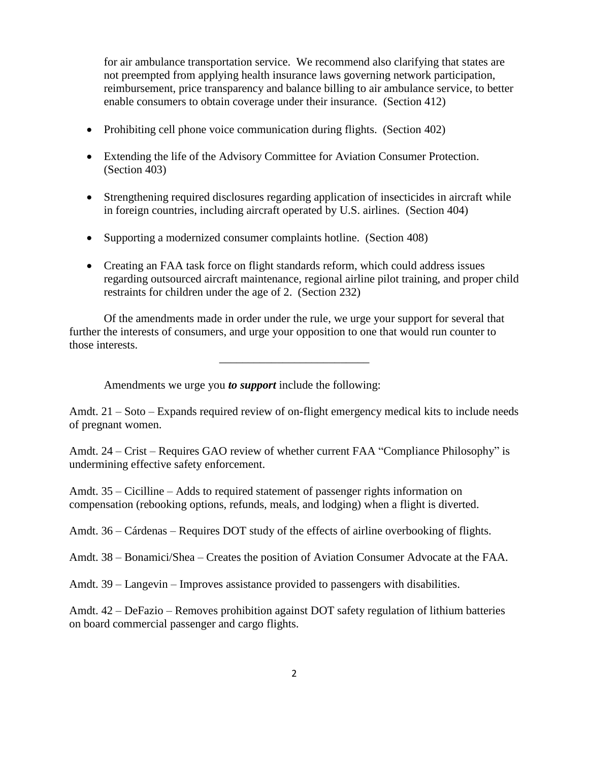for air ambulance transportation service. We recommend also clarifying that states are not preempted from applying health insurance laws governing network participation, reimbursement, price transparency and balance billing to air ambulance service, to better enable consumers to obtain coverage under their insurance. (Section 412)

- Prohibiting cell phone voice communication during flights. (Section 402)
- Extending the life of the Advisory Committee for Aviation Consumer Protection. (Section 403)
- Strengthening required disclosures regarding application of insecticides in aircraft while in foreign countries, including aircraft operated by U.S. airlines. (Section 404)
- Supporting a modernized consumer complaints hotline. (Section 408)
- Creating an FAA task force on flight standards reform, which could address issues regarding outsourced aircraft maintenance, regional airline pilot training, and proper child restraints for children under the age of 2. (Section 232)

Of the amendments made in order under the rule, we urge your support for several that further the interests of consumers, and urge your opposition to one that would run counter to those interests.

---

Amendments we urge you ***to support*** include the following:

Amdt. 21 – Soto – Expands required review of on-flight emergency medical kits to include needs of pregnant women.

Amdt. 24 – Crist – Requires GAO review of whether current FAA "Compliance Philosophy" is undermining effective safety enforcement.

Amdt. 35 – Cicilline – Adds to required statement of passenger rights information on compensation (rebooking options, refunds, meals, and lodging) when a flight is diverted.

Amdt. 36 – Cárdenas – Requires DOT study of the effects of airline overbooking of flights.

Amdt. 38 – Bonamici/Shea – Creates the position of Aviation Consumer Advocate at the FAA.

Amdt. 39 – Langevin – Improves assistance provided to passengers with disabilities.

Amdt. 42 – DeFazio – Removes prohibition against DOT safety regulation of lithium batteries on board commercial passenger and cargo flights.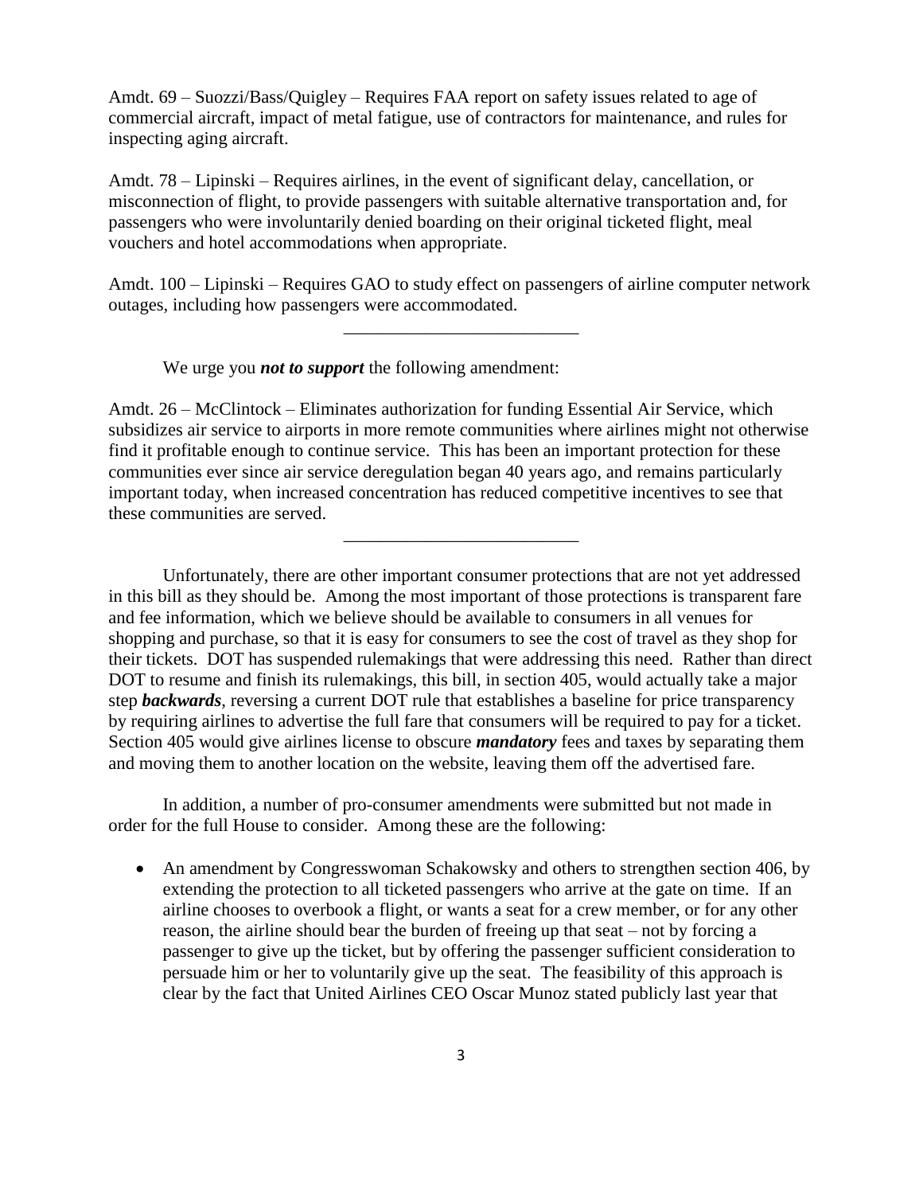Amdt. 69 – Suozzi/Bass/Quigley – Requires FAA report on safety issues related to age of commercial aircraft, impact of metal fatigue, use of contractors for maintenance, and rules for inspecting aging aircraft.

Amdt. 78 – Lipinski – Requires airlines, in the event of significant delay, cancellation, or misconnection of flight, to provide passengers with suitable alternative transportation and, for passengers who were involuntarily denied boarding on their original ticketed flight, meal vouchers and hotel accommodations when appropriate.

Amdt. 100 – Lipinski – Requires GAO to study effect on passengers of airline computer network outages, including how passengers were accommodated.

---

We urge you ***not to support*** the following amendment:

Amdt. 26 – McClintock – Eliminates authorization for funding Essential Air Service, which subsidizes air service to airports in more remote communities where airlines might not otherwise find it profitable enough to continue service. This has been an important protection for these communities ever since air service deregulation began 40 years ago, and remains particularly important today, when increased concentration has reduced competitive incentives to see that these communities are served.

---

Unfortunately, there are other important consumer protections that are not yet addressed in this bill as they should be. Among the most important of those protections is transparent fare and fee information, which we believe should be available to consumers in all venues for shopping and purchase, so that it is easy for consumers to see the cost of travel as they shop for their tickets. DOT has suspended rulemakings that were addressing this need. Rather than direct DOT to resume and finish its rulemakings, this bill, in section 405, would actually take a major step ***backwards***, reversing a current DOT rule that establishes a baseline for price transparency by requiring airlines to advertise the full fare that consumers will be required to pay for a ticket. Section 405 would give airlines license to obscure ***mandatory*** fees and taxes by separating them and moving them to another location on the website, leaving them off the advertised fare.

In addition, a number of pro-consumer amendments were submitted but not made in order for the full House to consider. Among these are the following:

- An amendment by Congresswoman Schakowsky and others to strengthen section 406, by extending the protection to all ticketed passengers who arrive at the gate on time. If an airline chooses to overbook a flight, or wants a seat for a crew member, or for any other reason, the airline should bear the burden of freeing up that seat – not by forcing a passenger to give up the ticket, but by offering the passenger sufficient consideration to persuade him or her to voluntarily give up the seat. The feasibility of this approach is clear by the fact that United Airlines CEO Oscar Munoz stated publicly last year that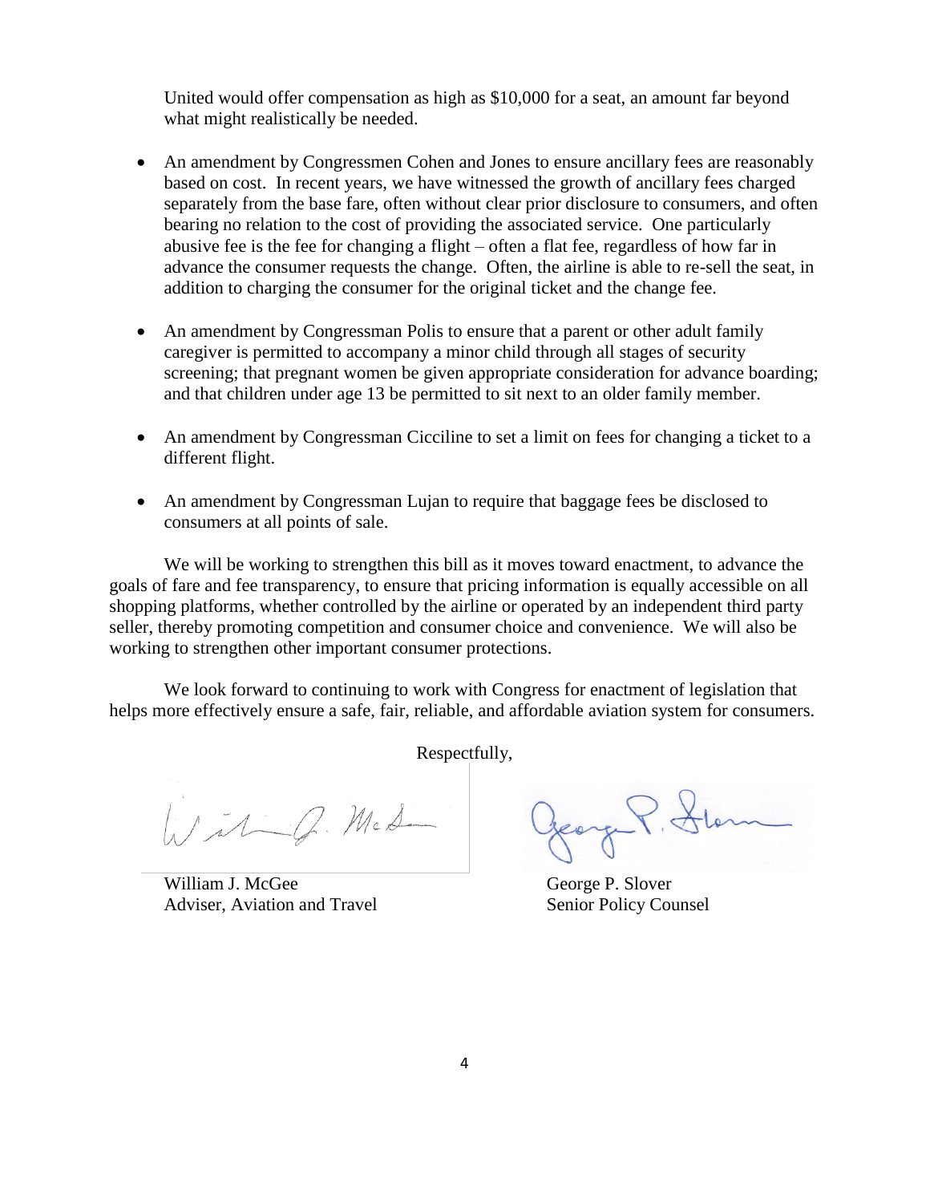United would offer compensation as high as $10,000 for a seat, an amount far beyond what might realistically be needed.

- An amendment by Congressmen Cohen and Jones to ensure ancillary fees are reasonably based on cost. In recent years, we have witnessed the growth of ancillary fees charged separately from the base fare, often without clear prior disclosure to consumers, and often bearing no relation to the cost of providing the associated service. One particularly abusive fee is the fee for changing a flight – often a flat fee, regardless of how far in advance the consumer requests the change. Often, the airline is able to re-sell the seat, in addition to charging the consumer for the original ticket and the change fee.

- An amendment by Congressman Polis to ensure that a parent or other adult family caregiver is permitted to accompany a minor child through all stages of security screening; that pregnant women be given appropriate consideration for advance boarding; and that children under age 13 be permitted to sit next to an older family member.

- An amendment by Congressman Cicciline to set a limit on fees for changing a ticket to a different flight.

- An amendment by Congressman Lujan to require that baggage fees be disclosed to consumers at all points of sale.

We will be working to strengthen this bill as it moves toward enactment, to advance the goals of fare and fee transparency, to ensure that pricing information is equally accessible on all shopping platforms, whether controlled by the airline or operated by an independent third party seller, thereby promoting competition and consumer choice and convenience. We will also be working to strengthen other important consumer protections.

We look forward to continuing to work with Congress for enactment of legislation that helps more effectively ensure a safe, fair, reliable, and affordable aviation system for consumers.

Respectfully,

William J. McGee
Adviser, Aviation and Travel

George P. Slover
Senior Policy Counsel